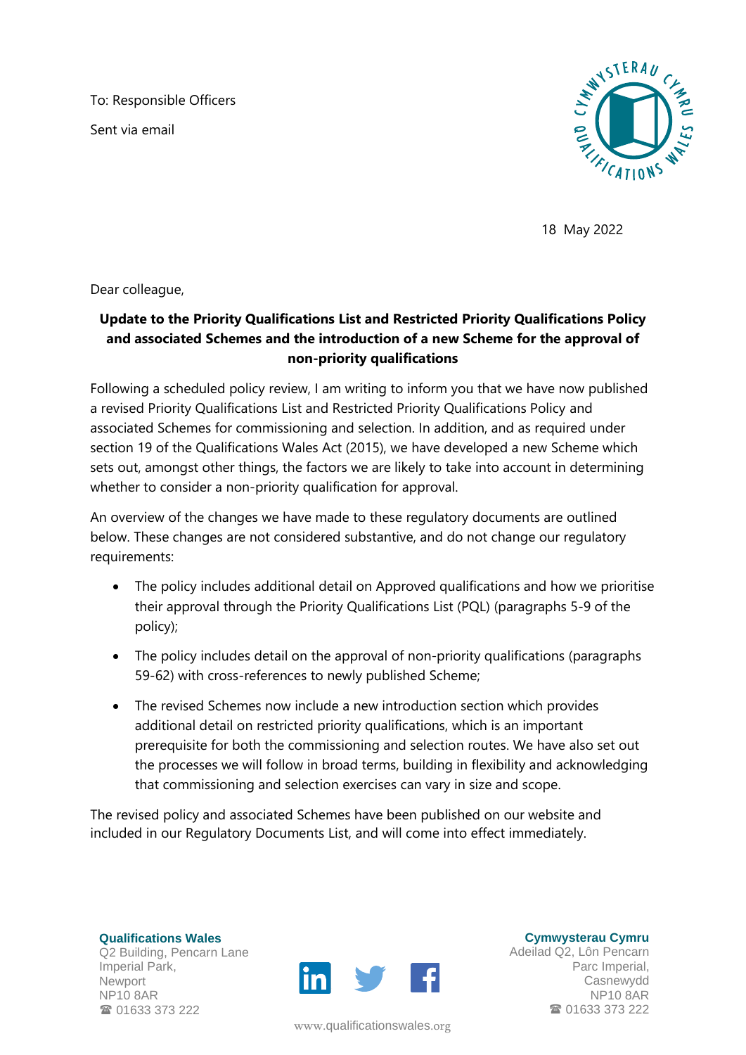To: Responsible Officers

Sent via email

18 May 2022

Dear colleague,

**Update to the Priority Qualifications List and Restricted Priority Qualifications Policy and associated Schemes and the introduction of a new Scheme for the approval of non-priority qualifications**

Following a scheduled policy review, I am writing to inform you that we have now published a revised Priority Qualifications List and Restricted Priority Qualifications Policy and associated Schemes for commissioning and selection. In addition, and as required under section 19 of the Qualifications Wales Act (2015), we have developed a new Scheme which sets out, amongst other things, the factors we are likely to take into account in determining whether to consider a non-priority qualification for approval.

An overview of the changes we have made to these regulatory documents are outlined below. These changes are not considered substantive, and do not change our regulatory requirements:

- The policy includes additional detail on Approved qualifications and how we prioritise their approval through the Priority Qualifications List (PQL) (paragraphs 5-9 of the policy);
- The policy includes detail on the approval of non-priority qualifications (paragraphs 59-62) with cross-references to newly published Scheme;
- The revised Schemes now include a new introduction section which provides additional detail on restricted priority qualifications, which is an important prerequisite for both the commissioning and selection routes. We have also set out the processes we will follow in broad terms, building in flexibility and acknowledging that commissioning and selection exercises can vary in size and scope.

The revised policy and associated Schemes have been published on our website and included in our Regulatory Documents List, and will come into effect immediately.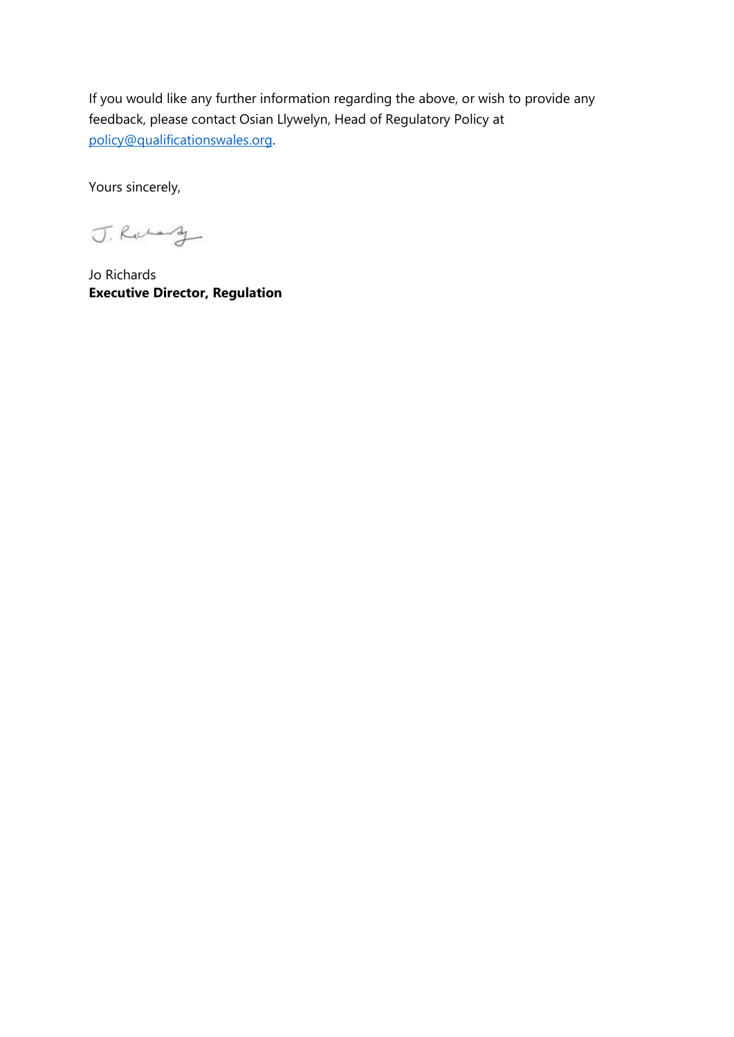If you would like any further information regarding the above, or wish to provide any feedback, please contact Osian Llywelyn, Head of Regulatory Policy at policy@qualificationswales.org.

Yours sincerely,

Jo Richards
**Executive Director, Regulation**